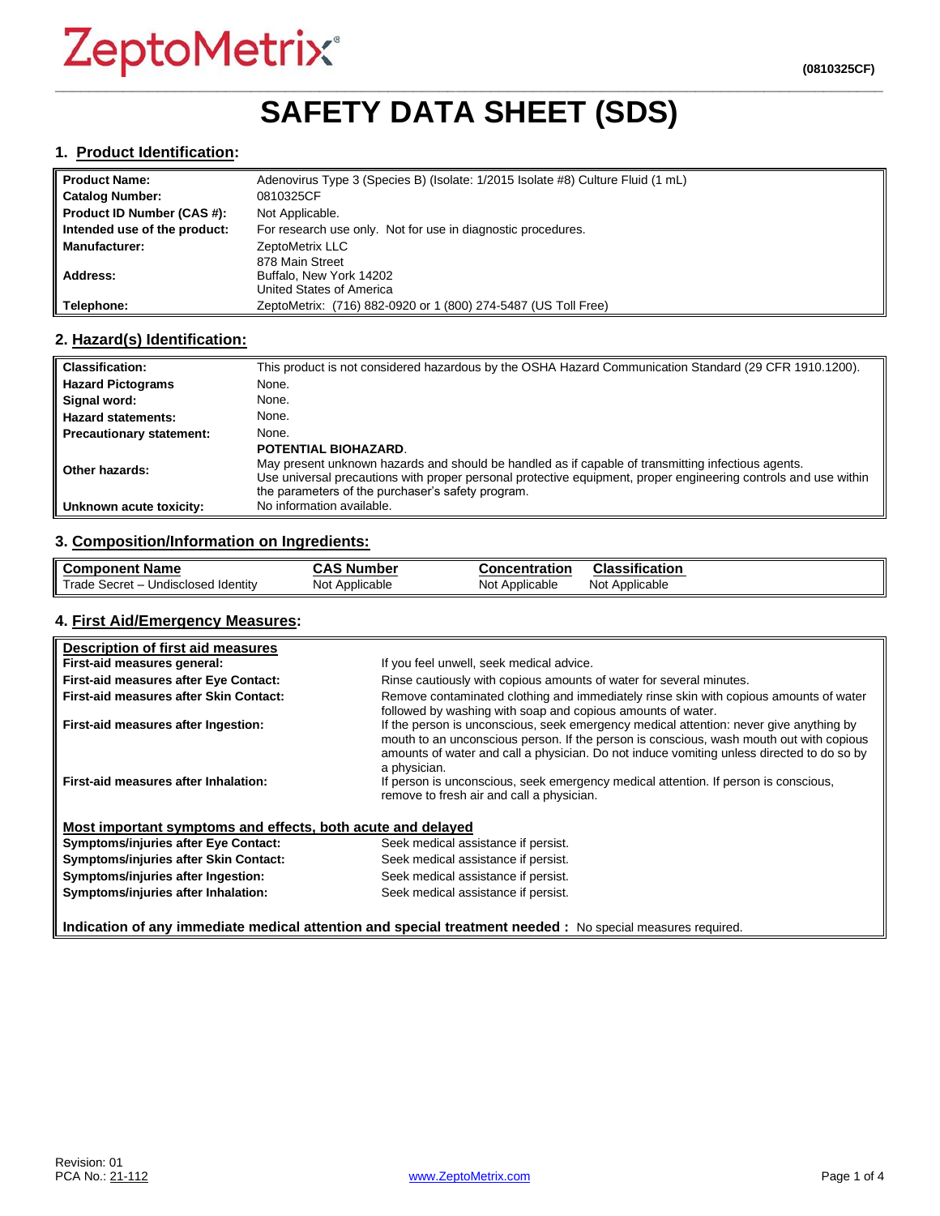ZeptoMetrix®

**(0810325CF)**

# SAFETY DATA SHEET (SDS)

## 1. Product Identification:

| | |
|---|---|
| **Product Name:** | Adenovirus Type 3 (Species B) (Isolate: 1/2015 Isolate #8) Culture Fluid (1 mL) |
| **Catalog Number:** | 0810325CF |
| **Product ID Number (CAS #):** | Not Applicable. |
| **Intended use of the product:** | For research use only. Not for use in diagnostic procedures. |
| **Manufacturer:** | ZeptoMetrix LLC |
| **Address:** | 878 Main Street<br>Buffalo, New York 14202<br>United States of America |
| **Telephone:** | ZeptoMetrix: (716) 882-0920 or 1 (800) 274-5487 (US Toll Free) |

## 2. Hazard(s) Identification:

| | |
|---|---|
| **Classification:** | This product is not considered hazardous by the OSHA Hazard Communication Standard (29 CFR 1910.1200). |
| **Hazard Pictograms** | None. |
| **Signal word:** | None. |
| **Hazard statements:** | None. |
| **Precautionary statement:** | None. |
| **Other hazards:** | **POTENTIAL BIOHAZARD**.<br>May present unknown hazards and should be handled as if capable of transmitting infectious agents.<br>Use universal precautions with proper personal protective equipment, proper engineering controls and use within the parameters of the purchaser's safety program. |
| **Unknown acute toxicity:** | No information available. |

## 3. Composition/Information on Ingredients:

| Component Name | CAS Number | Concentration | Classification |
|---|---|---|---|
| Trade Secret – Undisclosed Identity | Not Applicable | Not Applicable | Not Applicable |

## 4. First Aid/Emergency Measures:

**Description of first aid measures**

| | |
|---|---|
| **First-aid measures general:** | If you feel unwell, seek medical advice. |
| **First-aid measures after Eye Contact:** | Rinse cautiously with copious amounts of water for several minutes. |
| **First-aid measures after Skin Contact:** | Remove contaminated clothing and immediately rinse skin with copious amounts of water followed by washing with soap and copious amounts of water. |
| **First-aid measures after Ingestion:** | If the person is unconscious, seek emergency medical attention: never give anything by mouth to an unconscious person. If the person is conscious, wash mouth out with copious amounts of water and call a physician. Do not induce vomiting unless directed to do so by a physician. |
| **First-aid measures after Inhalation:** | If person is unconscious, seek emergency medical attention. If person is conscious, remove to fresh air and call a physician. |

**Most important symptoms and effects, both acute and delayed**

| | |
|---|---|
| **Symptoms/injuries after Eye Contact:** | Seek medical assistance if persist. |
| **Symptoms/injuries after Skin Contact:** | Seek medical assistance if persist. |
| **Symptoms/injuries after Ingestion:** | Seek medical assistance if persist. |
| **Symptoms/injuries after Inhalation:** | Seek medical assistance if persist. |

**Indication of any immediate medical attention and special treatment needed :** No special measures required.

Revision: 01
PCA No.: 21-112

www.ZeptoMetrix.com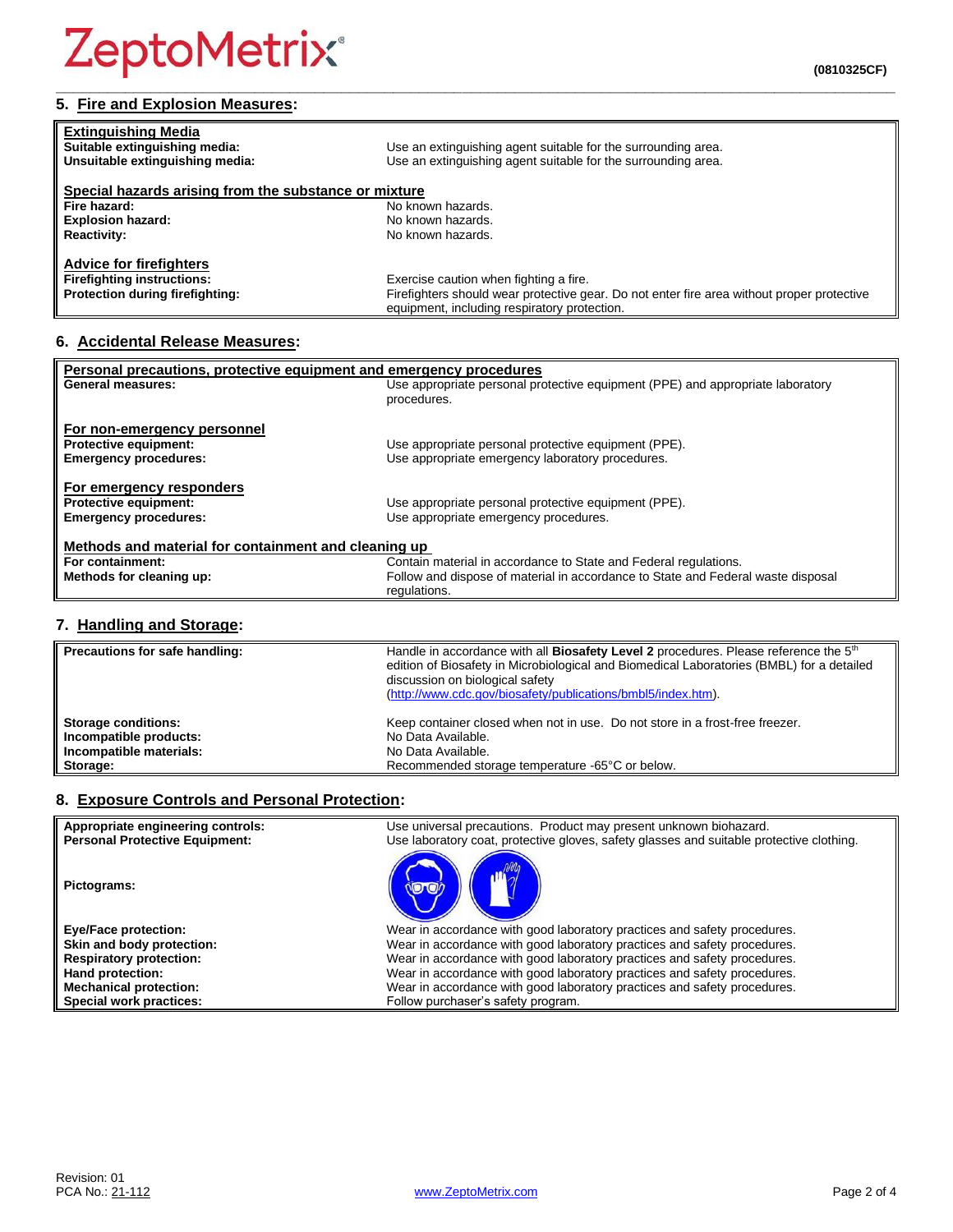## 5. Fire and Explosion Measures:

| **Extinguishing Media** | |
|---|---|
| **Suitable extinguishing media:** | Use an extinguishing agent suitable for the surrounding area. |
| **Unsuitable extinguishing media:** | Use an extinguishing agent suitable for the surrounding area. |
| **Special hazards arising from the substance or mixture** | |
| **Fire hazard:** | No known hazards. |
| **Explosion hazard:** | No known hazards. |
| **Reactivity:** | No known hazards. |
| **Advice for firefighters** | |
| **Firefighting instructions:** | Exercise caution when fighting a fire. |
| **Protection during firefighting:** | Firefighters should wear protective gear. Do not enter fire area without proper protective equipment, including respiratory protection. |

## 6. Accidental Release Measures:

| **Personal precautions, protective equipment and emergency procedures** | |
|---|---|
| **General measures:** | Use appropriate personal protective equipment (PPE) and appropriate laboratory procedures. |
| **For non-emergency personnel** | |
| **Protective equipment:** | Use appropriate personal protective equipment (PPE). |
| **Emergency procedures:** | Use appropriate emergency laboratory procedures. |
| **For emergency responders** | |
| **Protective equipment:** | Use appropriate personal protective equipment (PPE). |
| **Emergency procedures:** | Use appropriate emergency procedures. |
| **Methods and material for containment and cleaning up** | |
| **For containment:** | Contain material in accordance to State and Federal regulations. |
| **Methods for cleaning up:** | Follow and dispose of material in accordance to State and Federal waste disposal regulations. |

## 7. Handling and Storage:

| **Precautions for safe handling:** | Handle in accordance with all **Biosafety Level 2** procedures. Please reference the 5th edition of Biosafety in Microbiological and Biomedical Laboratories (BMBL) for a detailed discussion on biological safety (http://www.cdc.gov/biosafety/publications/bmbl5/index.htm). |
|---|---|
| **Storage conditions:** | Keep container closed when not in use. Do not store in a frost-free freezer. |
| **Incompatible products:** | No Data Available. |
| **Incompatible materials:** | No Data Available. |
| **Storage:** | Recommended storage temperature -65°C or below. |

## 8. Exposure Controls and Personal Protection:

| **Appropriate engineering controls:** | Use universal precautions. Product may present unknown biohazard. |
|---|---|
| **Personal Protective Equipment:** | Use laboratory coat, protective gloves, safety glasses and suitable protective clothing. |
| **Pictograms:** | |
| **Eye/Face protection:** | Wear in accordance with good laboratory practices and safety procedures. |
| **Skin and body protection:** | Wear in accordance with good laboratory practices and safety procedures. |
| **Respiratory protection:** | Wear in accordance with good laboratory practices and safety procedures. |
| **Hand protection:** | Wear in accordance with good laboratory practices and safety procedures. |
| **Mechanical protection:** | Wear in accordance with good laboratory practices and safety procedures. |
| **Special work practices:** | Follow purchaser's safety program. |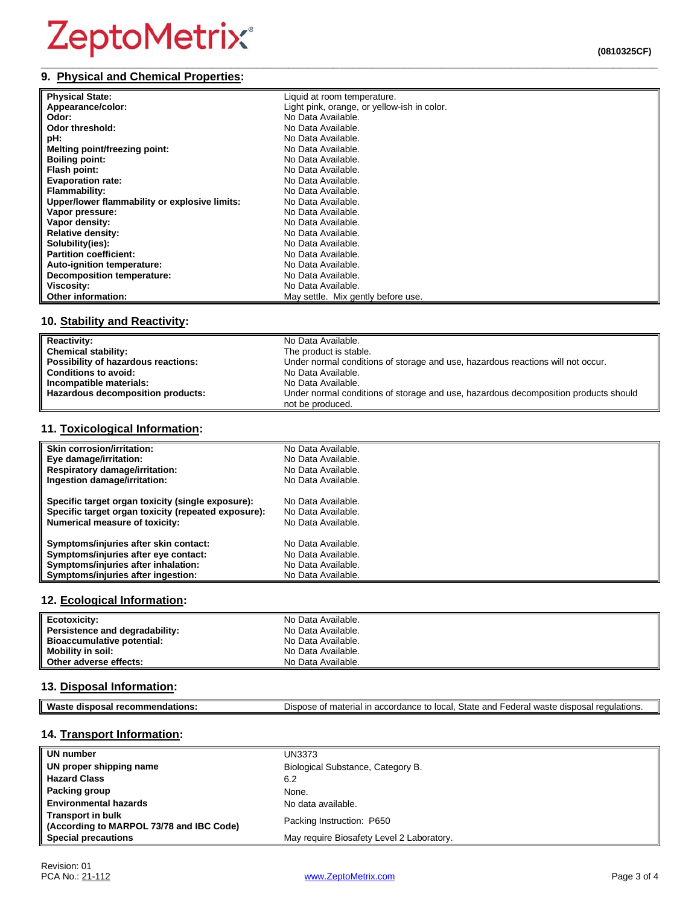## 9. Physical and Chemical Properties:

| Property | Value |
|---|---|
| **Physical State:** | Liquid at room temperature. |
| **Appearance/color:** | Light pink, orange, or yellow-ish in color. |
| **Odor:** | No Data Available. |
| **Odor threshold:** | No Data Available. |
| **pH:** | No Data Available. |
| **Melting point/freezing point:** | No Data Available. |
| **Boiling point:** | No Data Available. |
| **Flash point:** | No Data Available. |
| **Evaporation rate:** | No Data Available. |
| **Flammability:** | No Data Available. |
| **Upper/lower flammability or explosive limits:** | No Data Available. |
| **Vapor pressure:** | No Data Available. |
| **Vapor density:** | No Data Available. |
| **Relative density:** | No Data Available. |
| **Solubility(ies):** | No Data Available. |
| **Partition coefficient:** | No Data Available. |
| **Auto-ignition temperature:** | No Data Available. |
| **Decomposition temperature:** | No Data Available. |
| **Viscosity:** | No Data Available. |
| **Other information:** | May settle. Mix gently before use. |

## 10. Stability and Reactivity:

| Property | Value |
|---|---|
| **Reactivity:** | No Data Available. |
| **Chemical stability:** | The product is stable. |
| **Possibility of hazardous reactions:** | Under normal conditions of storage and use, hazardous reactions will not occur. |
| **Conditions to avoid:** | No Data Available. |
| **Incompatible materials:** | No Data Available. |
| **Hazardous decomposition products:** | Under normal conditions of storage and use, hazardous decomposition products should not be produced. |

## 11. Toxicological Information:

| Property | Value |
|---|---|
| **Skin corrosion/irritation:** | No Data Available. |
| **Eye damage/irritation:** | No Data Available. |
| **Respiratory damage/irritation:** | No Data Available. |
| **Ingestion damage/irritation:** | No Data Available. |
| **Specific target organ toxicity (single exposure):** | No Data Available. |
| **Specific target organ toxicity (repeated exposure):** | No Data Available. |
| **Numerical measure of toxicity:** | No Data Available. |
| **Symptoms/injuries after skin contact:** | No Data Available. |
| **Symptoms/injuries after eye contact:** | No Data Available. |
| **Symptoms/injuries after inhalation:** | No Data Available. |
| **Symptoms/injuries after ingestion:** | No Data Available. |

## 12. Ecological Information:

| Property | Value |
|---|---|
| **Ecotoxicity:** | No Data Available. |
| **Persistence and degradability:** | No Data Available. |
| **Bioaccumulative potential:** | No Data Available. |
| **Mobility in soil:** | No Data Available. |
| **Other adverse effects:** | No Data Available. |

## 13. Disposal Information:

| Property | Value |
|---|---|
| **Waste disposal recommendations:** | Dispose of material in accordance to local, State and Federal waste disposal regulations. |

## 14. Transport Information:

| Property | Value |
|---|---|
| **UN number** | UN3373 |
| **UN proper shipping name** | Biological Substance, Category B. |
| **Hazard Class** | 6.2 |
| **Packing group** | None. |
| **Environmental hazards** | No data available. |
| **Transport in bulk (According to MARPOL 73/78 and IBC Code)** | Packing Instruction: P650 |
| **Special precautions** | May require Biosafety Level 2 Laboratory. |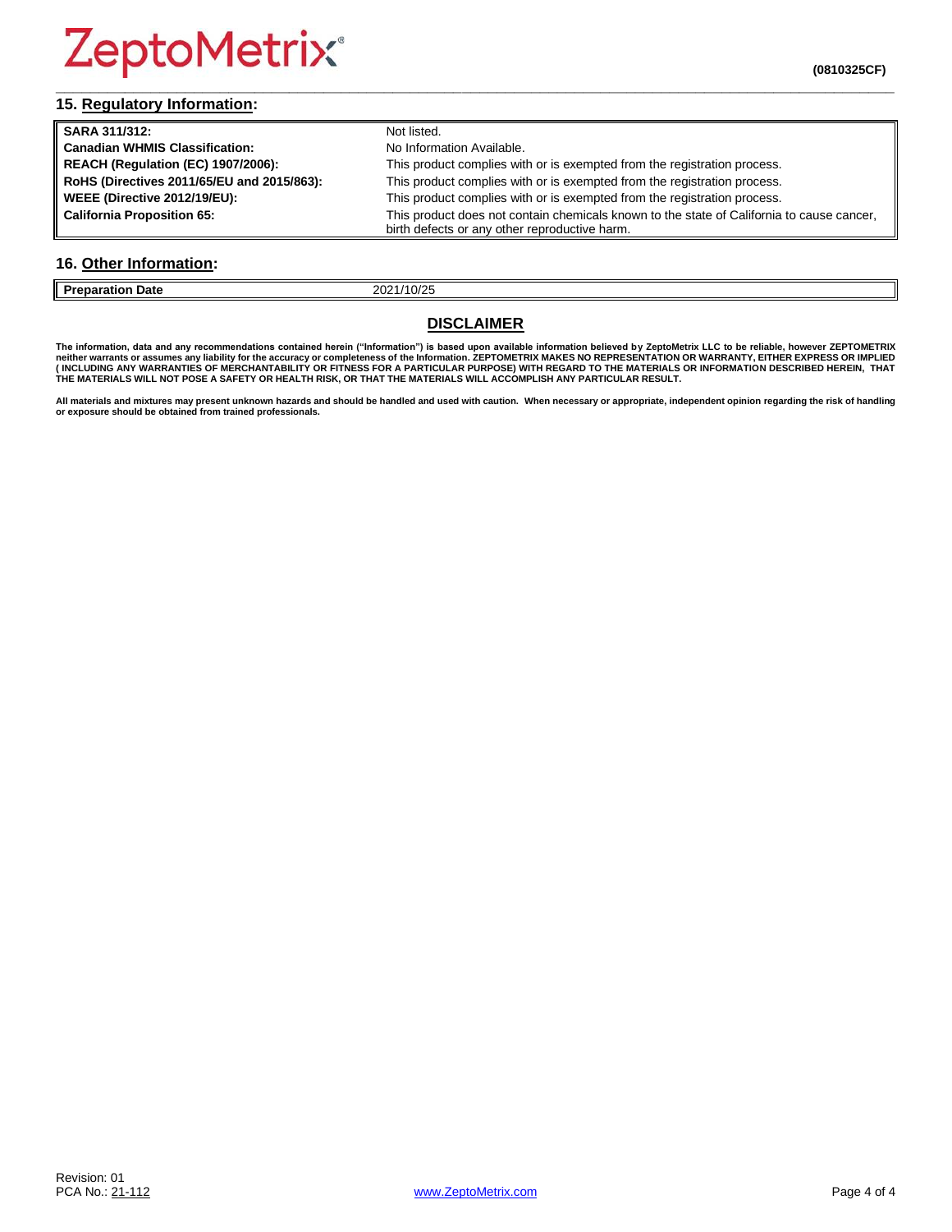## 15. Regulatory Information:

| | |
|---|---|
| **SARA 311/312:** | Not listed. |
| **Canadian WHMIS Classification:** | No Information Available. |
| **REACH (Regulation (EC) 1907/2006):** | This product complies with or is exempted from the registration process. |
| **RoHS (Directives 2011/65/EU and 2015/863):** | This product complies with or is exempted from the registration process. |
| **WEEE (Directive 2012/19/EU):** | This product complies with or is exempted from the registration process. |
| **California Proposition 65:** | This product does not contain chemicals known to the state of California to cause cancer, birth defects or any other reproductive harm. |

## 16. Other Information:

| | |
|---|---|
| **Preparation Date** | 2021/10/25 |

## DISCLAIMER

**The information, data and any recommendations contained herein ("Information") is based upon available information believed by ZeptoMetrix LLC to be reliable, however ZEPTOMETRIX neither warrants or assumes any liability for the accuracy or completeness of the Information. ZEPTOMETRIX MAKES NO REPRESENTATION OR WARRANTY, EITHER EXPRESS OR IMPLIED ( INCLUDING ANY WARRANTIES OF MERCHANTABILITY OR FITNESS FOR A PARTICULAR PURPOSE) WITH REGARD TO THE MATERIALS OR INFORMATION DESCRIBED HEREIN, THAT THE MATERIALS WILL NOT POSE A SAFETY OR HEALTH RISK, OR THAT THE MATERIALS WILL ACCOMPLISH ANY PARTICULAR RESULT.**

**All materials and mixtures may present unknown hazards and should be handled and used with caution. When necessary or appropriate, independent opinion regarding the risk of handling or exposure should be obtained from trained professionals.**